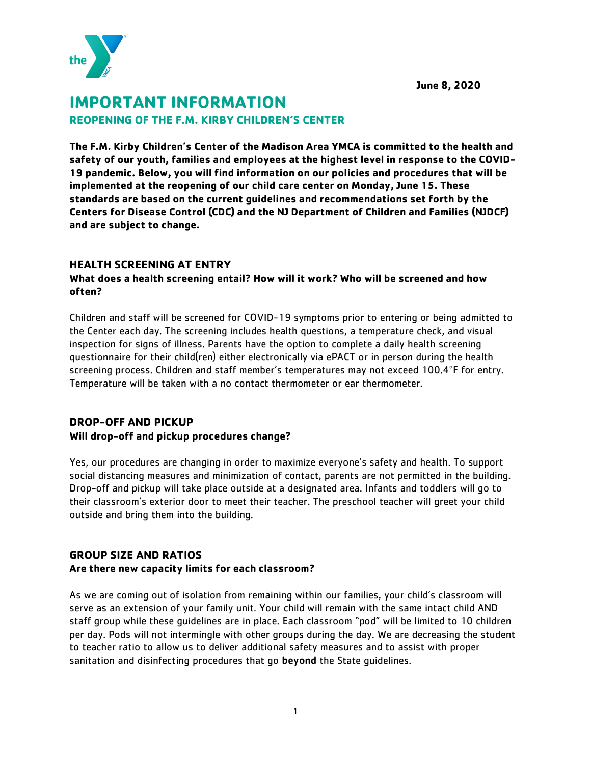June 8, 2020

# IMPORTANT INFORMATION

## REOPENING OF THE F.M. KIRBY CHILDREN'S CENTER

**The F.M. Kirby Children's Center of the Madison Area YMCA is committed to the health and safety of our youth, families and employees at the highest level in response to the COVID-19 pandemic. Below, you will find information on our policies and procedures that will be implemented at the reopening of our child care center on Monday, June 15. These standards are based on the current guidelines and recommendations set forth by the Centers for Disease Control (CDC) and the NJ Department of Children and Families (NJDCF) and are subject to change.**

### HEALTH SCREENING AT ENTRY

**What does a health screening entail? How will it work? Who will be screened and how often?**

Children and staff will be screened for COVID-19 symptoms prior to entering or being admitted to the Center each day. The screening includes health questions, a temperature check, and visual inspection for signs of illness. Parents have the option to complete a daily health screening questionnaire for their child(ren) either electronically via ePACT or in person during the health screening process. Children and staff member's temperatures may not exceed 100.4°F for entry. Temperature will be taken with a no contact thermometer or ear thermometer.

### DROP-OFF AND PICKUP

**Will drop-off and pickup procedures change?**

Yes, our procedures are changing in order to maximize everyone's safety and health. To support social distancing measures and minimization of contact, parents are not permitted in the building. Drop-off and pickup will take place outside at a designated area. Infants and toddlers will go to their classroom's exterior door to meet their teacher. The preschool teacher will greet your child outside and bring them into the building.

### GROUP SIZE AND RATIOS

**Are there new capacity limits for each classroom?**

As we are coming out of isolation from remaining within our families, your child's classroom will serve as an extension of your family unit. Your child will remain with the same intact child AND staff group while these guidelines are in place. Each classroom "pod" will be limited to 10 children per day. Pods will not intermingle with other groups during the day. We are decreasing the student to teacher ratio to allow us to deliver additional safety measures and to assist with proper sanitation and disinfecting procedures that go **beyond** the State guidelines.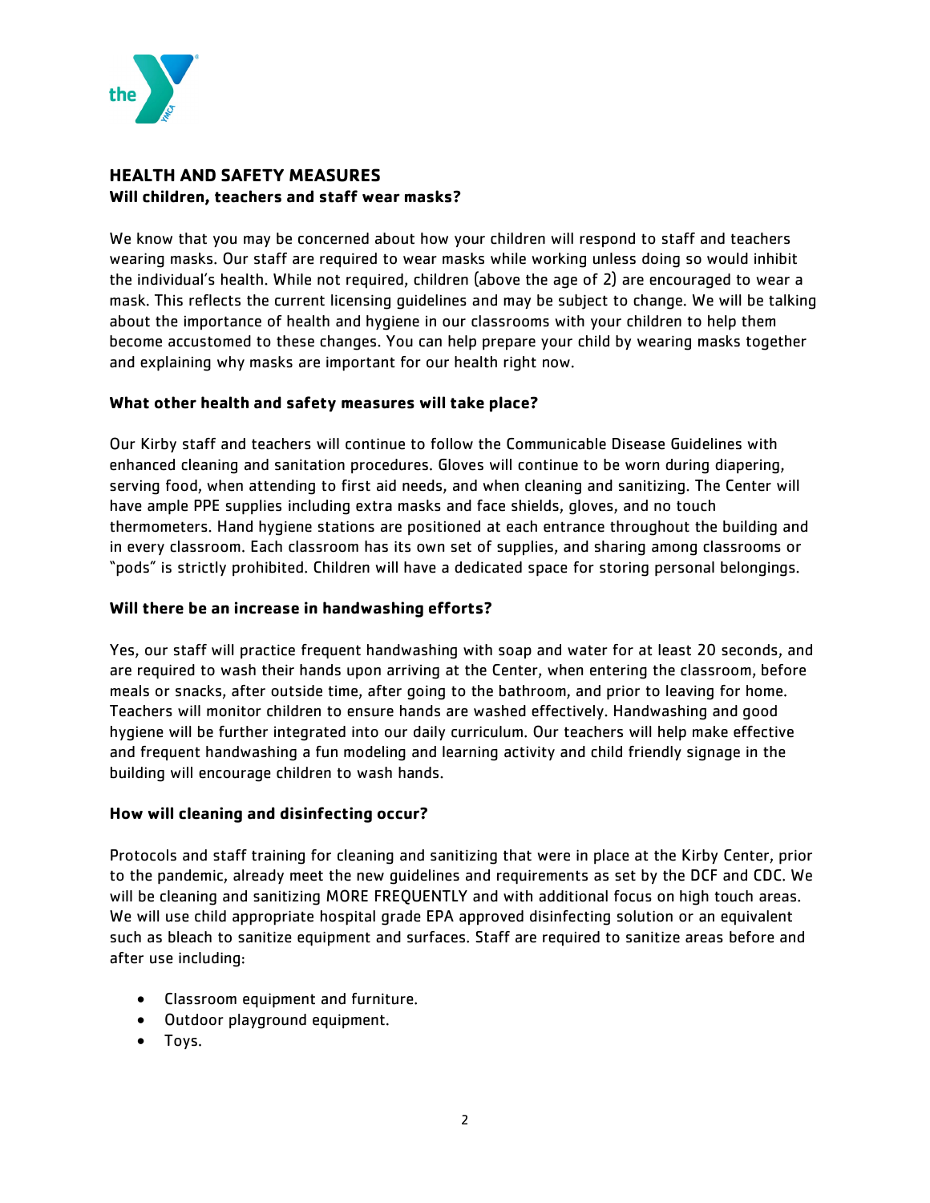## HEALTH AND SAFETY MEASURES

**Will children, teachers and staff wear masks?**

We know that you may be concerned about how your children will respond to staff and teachers wearing masks. Our staff are required to wear masks while working unless doing so would inhibit the individual's health. While not required, children (above the age of 2) are encouraged to wear a mask. This reflects the current licensing guidelines and may be subject to change. We will be talking about the importance of health and hygiene in our classrooms with your children to help them become accustomed to these changes. You can help prepare your child by wearing masks together and explaining why masks are important for our health right now.

**What other health and safety measures will take place?**

Our Kirby staff and teachers will continue to follow the Communicable Disease Guidelines with enhanced cleaning and sanitation procedures. Gloves will continue to be worn during diapering, serving food, when attending to first aid needs, and when cleaning and sanitizing. The Center will have ample PPE supplies including extra masks and face shields, gloves, and no touch thermometers. Hand hygiene stations are positioned at each entrance throughout the building and in every classroom. Each classroom has its own set of supplies, and sharing among classrooms or "pods" is strictly prohibited. Children will have a dedicated space for storing personal belongings.

**Will there be an increase in handwashing efforts?**

Yes, our staff will practice frequent handwashing with soap and water for at least 20 seconds, and are required to wash their hands upon arriving at the Center, when entering the classroom, before meals or snacks, after outside time, after going to the bathroom, and prior to leaving for home. Teachers will monitor children to ensure hands are washed effectively. Handwashing and good hygiene will be further integrated into our daily curriculum. Our teachers will help make effective and frequent handwashing a fun modeling and learning activity and child friendly signage in the building will encourage children to wash hands.

**How will cleaning and disinfecting occur?**

Protocols and staff training for cleaning and sanitizing that were in place at the Kirby Center, prior to the pandemic, already meet the new guidelines and requirements as set by the DCF and CDC. We will be cleaning and sanitizing MORE FREQUENTLY and with additional focus on high touch areas. We will use child appropriate hospital grade EPA approved disinfecting solution or an equivalent such as bleach to sanitize equipment and surfaces. Staff are required to sanitize areas before and after use including:

- Classroom equipment and furniture.
- Outdoor playground equipment.
- Toys.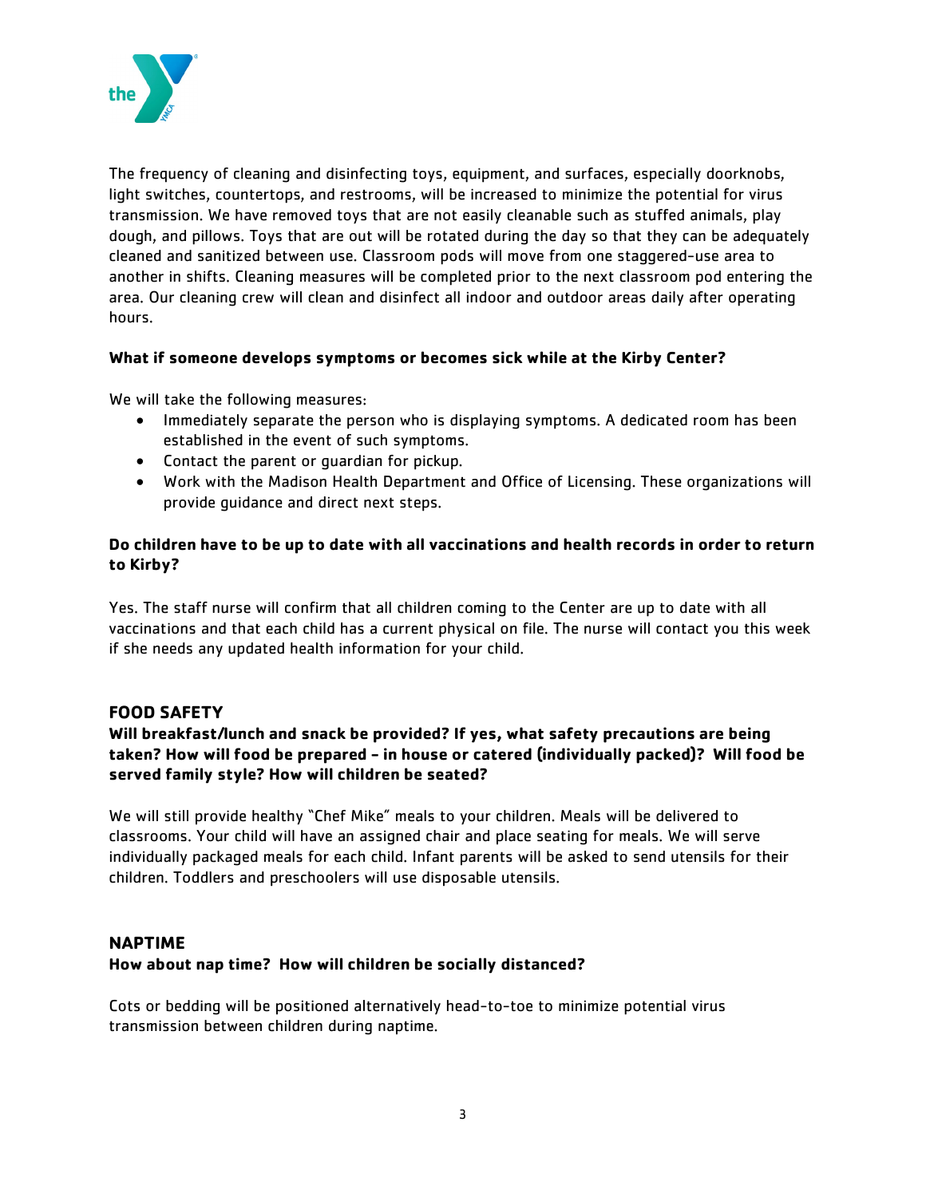The frequency of cleaning and disinfecting toys, equipment, and surfaces, especially doorknobs, light switches, countertops, and restrooms, will be increased to minimize the potential for virus transmission. We have removed toys that are not easily cleanable such as stuffed animals, play dough, and pillows. Toys that are out will be rotated during the day so that they can be adequately cleaned and sanitized between use. Classroom pods will move from one staggered-use area to another in shifts. Cleaning measures will be completed prior to the next classroom pod entering the area. Our cleaning crew will clean and disinfect all indoor and outdoor areas daily after operating hours.

**What if someone develops symptoms or becomes sick while at the Kirby Center?**

We will take the following measures:

- Immediately separate the person who is displaying symptoms. A dedicated room has been established in the event of such symptoms.
- Contact the parent or guardian for pickup.
- Work with the Madison Health Department and Office of Licensing. These organizations will provide guidance and direct next steps.

**Do children have to be up to date with all vaccinations and health records in order to return to Kirby?**

Yes. The staff nurse will confirm that all children coming to the Center are up to date with all vaccinations and that each child has a current physical on file. The nurse will contact you this week if she needs any updated health information for your child.

## FOOD SAFETY

**Will breakfast/lunch and snack be provided? If yes, what safety precautions are being taken? How will food be prepared – in house or catered (individually packed)? Will food be served family style? How will children be seated?**

We will still provide healthy "Chef Mike" meals to your children. Meals will be delivered to classrooms. Your child will have an assigned chair and place seating for meals. We will serve individually packaged meals for each child. Infant parents will be asked to send utensils for their children. Toddlers and preschoolers will use disposable utensils.

## NAPTIME

**How about nap time? How will children be socially distanced?**

Cots or bedding will be positioned alternatively head-to-toe to minimize potential virus transmission between children during naptime.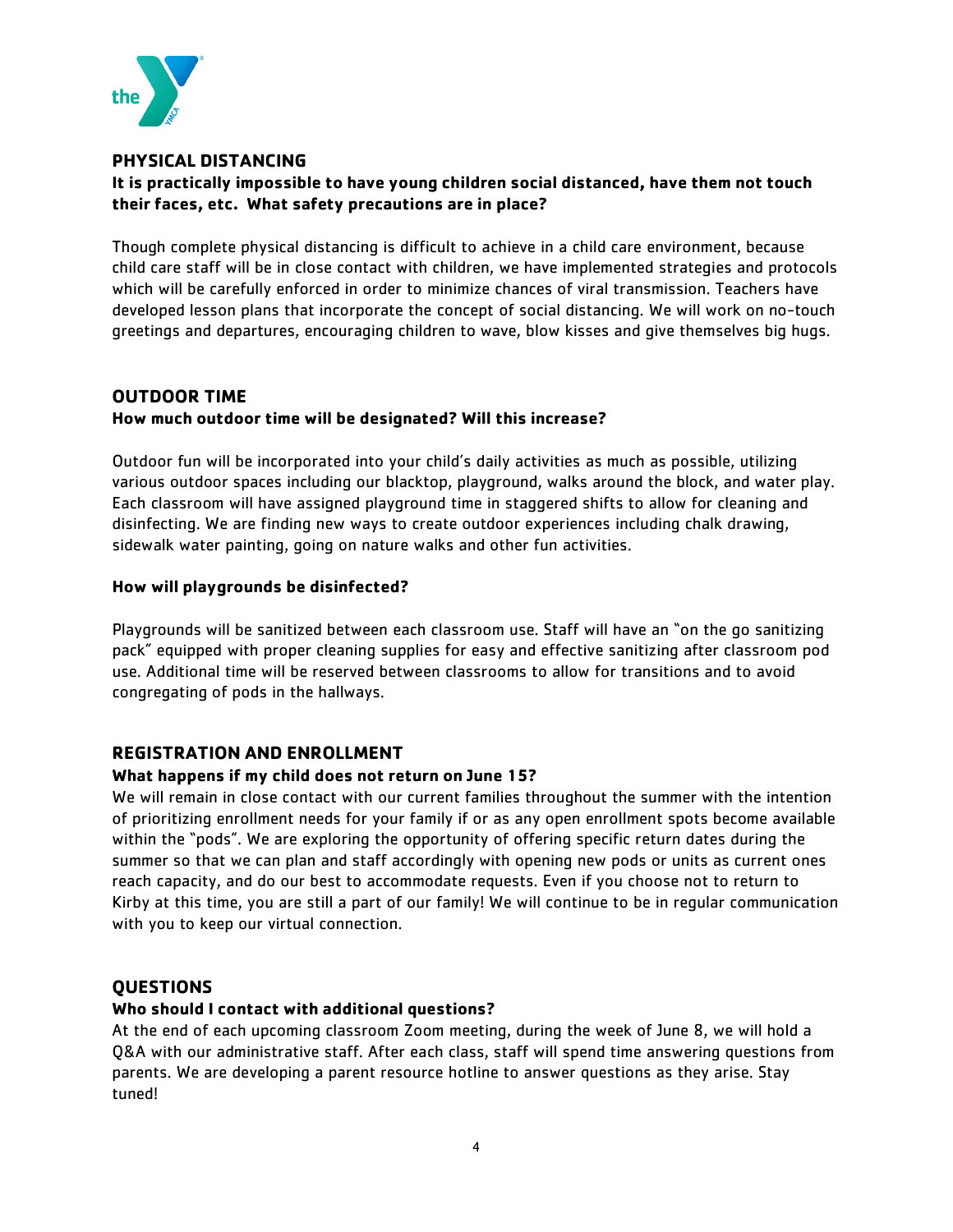## PHYSICAL DISTANCING

**It is practically impossible to have young children social distanced, have them not touch their faces, etc. What safety precautions are in place?**

Though complete physical distancing is difficult to achieve in a child care environment, because child care staff will be in close contact with children, we have implemented strategies and protocols which will be carefully enforced in order to minimize chances of viral transmission. Teachers have developed lesson plans that incorporate the concept of social distancing. We will work on no-touch greetings and departures, encouraging children to wave, blow kisses and give themselves big hugs.

## OUTDOOR TIME

**How much outdoor time will be designated? Will this increase?**

Outdoor fun will be incorporated into your child's daily activities as much as possible, utilizing various outdoor spaces including our blacktop, playground, walks around the block, and water play. Each classroom will have assigned playground time in staggered shifts to allow for cleaning and disinfecting. We are finding new ways to create outdoor experiences including chalk drawing, sidewalk water painting, going on nature walks and other fun activities.

**How will playgrounds be disinfected?**

Playgrounds will be sanitized between each classroom use. Staff will have an "on the go sanitizing pack" equipped with proper cleaning supplies for easy and effective sanitizing after classroom pod use. Additional time will be reserved between classrooms to allow for transitions and to avoid congregating of pods in the hallways.

## REGISTRATION AND ENROLLMENT

**What happens if my child does not return on June 15?**

We will remain in close contact with our current families throughout the summer with the intention of prioritizing enrollment needs for your family if or as any open enrollment spots become available within the "pods". We are exploring the opportunity of offering specific return dates during the summer so that we can plan and staff accordingly with opening new pods or units as current ones reach capacity, and do our best to accommodate requests. Even if you choose not to return to Kirby at this time, you are still a part of our family! We will continue to be in regular communication with you to keep our virtual connection.

## QUESTIONS

**Who should I contact with additional questions?**

At the end of each upcoming classroom Zoom meeting, during the week of June 8, we will hold a Q&A with our administrative staff. After each class, staff will spend time answering questions from parents. We are developing a parent resource hotline to answer questions as they arise. Stay tuned!